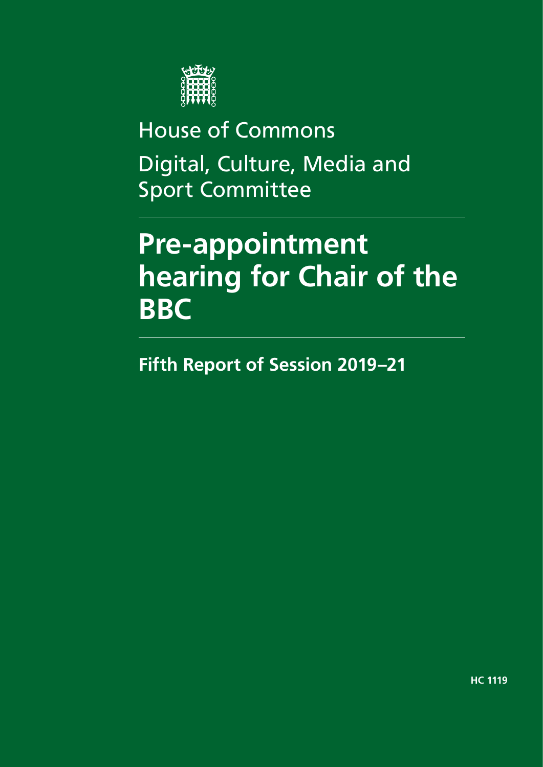House of Commons

Digital, Culture, Media and Sport Committee

# Pre-appointment hearing for Chair of the BBC

**Fifth Report of Session 2019–21**

**HC 1119**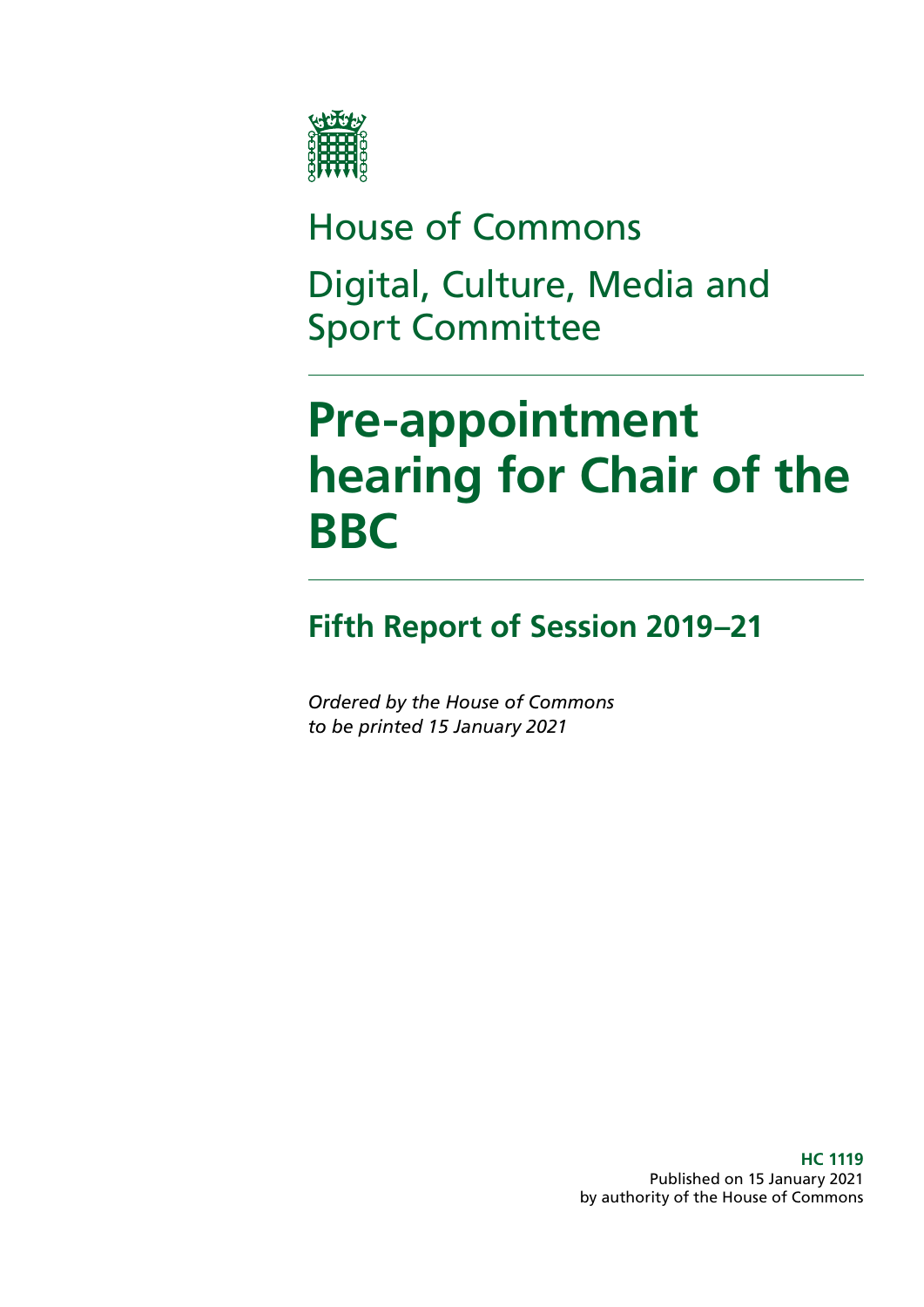House of Commons

Digital, Culture, Media and Sport Committee

# Pre-appointment hearing for Chair of the BBC

## Fifth Report of Session 2019–21

*Ordered by the House of Commons to be printed 15 January 2021*

**HC 1119**
Published on 15 January 2021
by authority of the House of Commons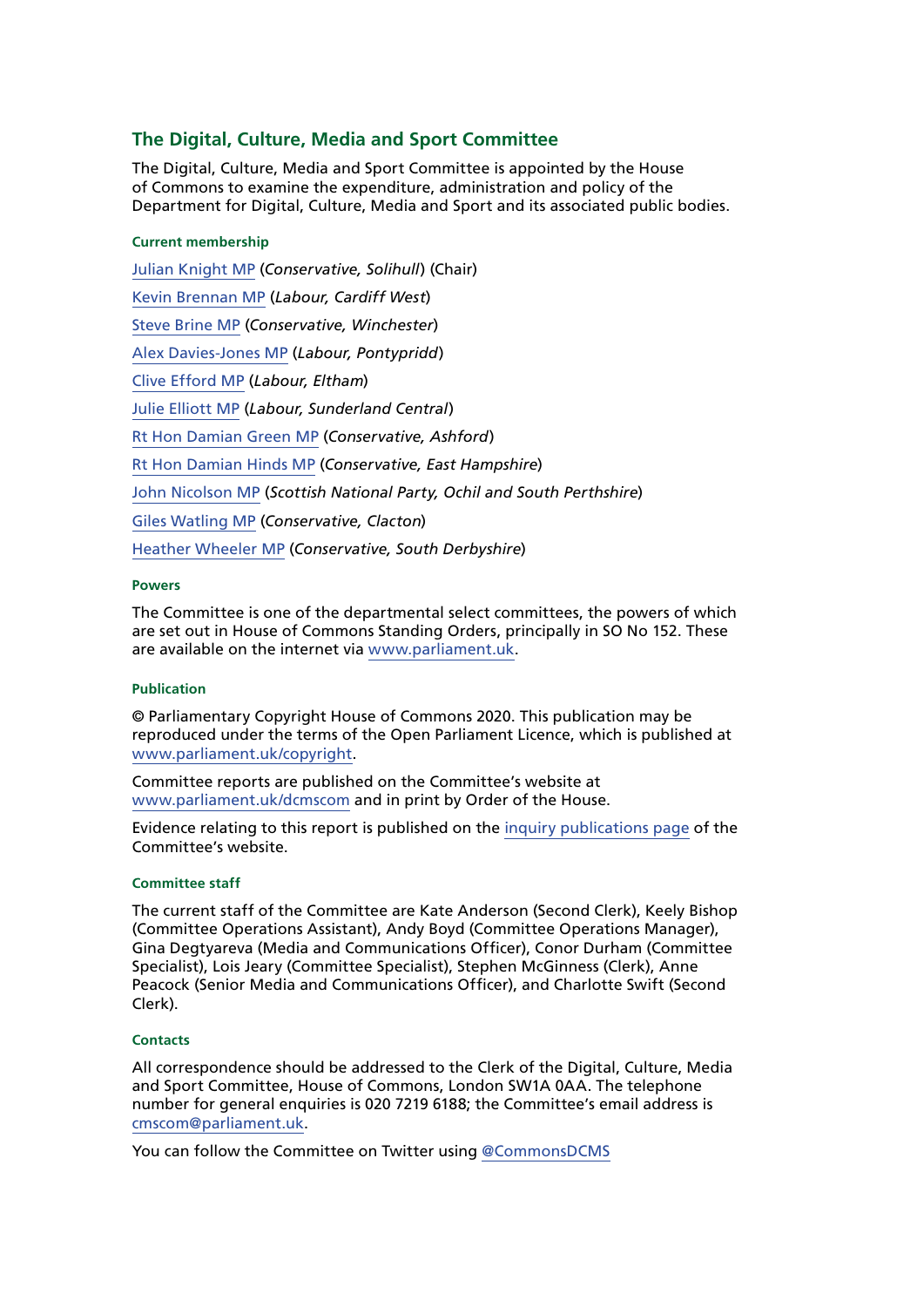## The Digital, Culture, Media and Sport Committee

The Digital, Culture, Media and Sport Committee is appointed by the House of Commons to examine the expenditure, administration and policy of the Department for Digital, Culture, Media and Sport and its associated public bodies.

#### Current membership

Julian Knight MP (*Conservative, Solihull*) (Chair)

Kevin Brennan MP (*Labour, Cardiff West*)

Steve Brine MP (*Conservative, Winchester*)

Alex Davies-Jones MP (*Labour, Pontypridd*)

Clive Efford MP (*Labour, Eltham*)

Julie Elliott MP (*Labour, Sunderland Central*)

Rt Hon Damian Green MP (*Conservative, Ashford*)

Rt Hon Damian Hinds MP (*Conservative, East Hampshire*)

John Nicolson MP (*Scottish National Party, Ochil and South Perthshire*)

Giles Watling MP (*Conservative, Clacton*)

Heather Wheeler MP (*Conservative, South Derbyshire*)

#### Powers

The Committee is one of the departmental select committees, the powers of which are set out in House of Commons Standing Orders, principally in SO No 152. These are available on the internet via www.parliament.uk.

#### Publication

© Parliamentary Copyright House of Commons 2020. This publication may be reproduced under the terms of the Open Parliament Licence, which is published at www.parliament.uk/copyright.

Committee reports are published on the Committee's website at www.parliament.uk/dcmscom and in print by Order of the House.

Evidence relating to this report is published on the inquiry publications page of the Committee's website.

#### Committee staff

The current staff of the Committee are Kate Anderson (Second Clerk), Keely Bishop (Committee Operations Assistant), Andy Boyd (Committee Operations Manager), Gina Degtyareva (Media and Communications Officer), Conor Durham (Committee Specialist), Lois Jeary (Committee Specialist), Stephen McGinness (Clerk), Anne Peacock (Senior Media and Communications Officer), and Charlotte Swift (Second Clerk).

#### Contacts

All correspondence should be addressed to the Clerk of the Digital, Culture, Media and Sport Committee, House of Commons, London SW1A 0AA. The telephone number for general enquiries is 020 7219 6188; the Committee's email address is cmscom@parliament.uk.

You can follow the Committee on Twitter using @CommonsDCMS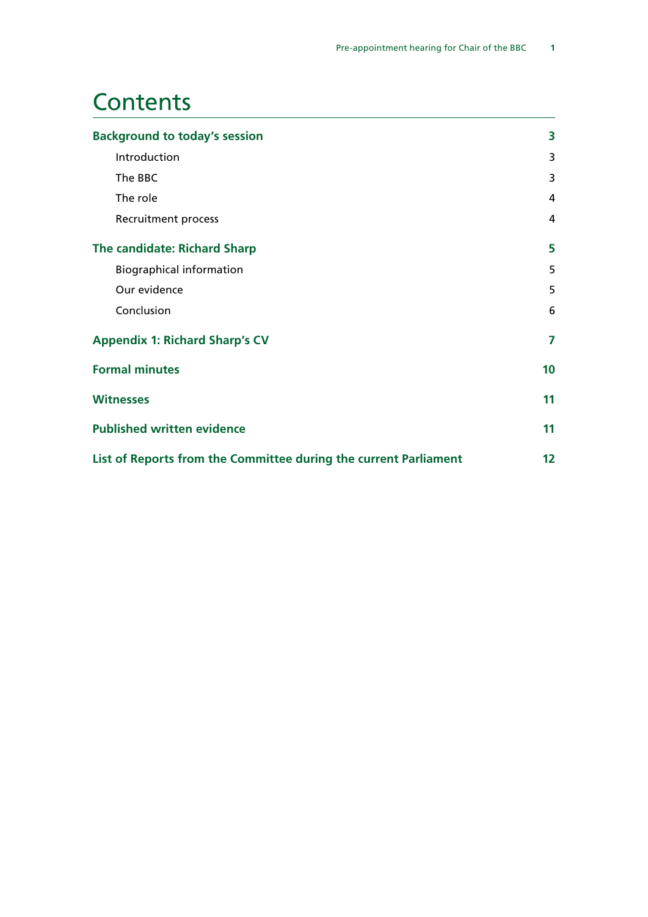# Contents

| | |
|---|---|
| **Background to today's session** | **3** |
| Introduction | 3 |
| The BBC | 3 |
| The role | 4 |
| Recruitment process | 4 |
| **The candidate: Richard Sharp** | **5** |
| Biographical information | 5 |
| Our evidence | 5 |
| Conclusion | 6 |
| **Appendix 1: Richard Sharp's CV** | **7** |
| **Formal minutes** | **10** |
| **Witnesses** | **11** |
| **Published written evidence** | **11** |
| **List of Reports from the Committee during the current Parliament** | **12** |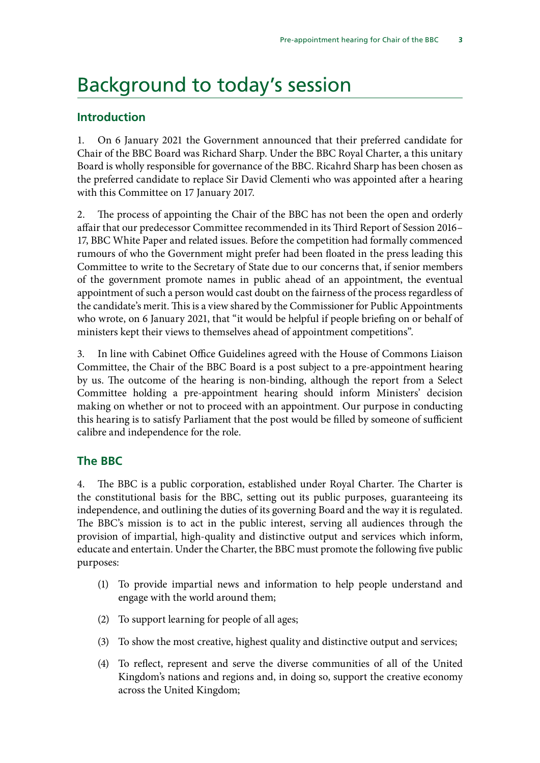# Background to today's session

## Introduction

1. On 6 January 2021 the Government announced that their preferred candidate for Chair of the BBC Board was Richard Sharp. Under the BBC Royal Charter, a this unitary Board is wholly responsible for governance of the BBC. Ricahrd Sharp has been chosen as the preferred candidate to replace Sir David Clementi who was appointed after a hearing with this Committee on 17 January 2017.

2. The process of appointing the Chair of the BBC has not been the open and orderly affair that our predecessor Committee recommended in its Third Report of Session 2016–17, BBC White Paper and related issues. Before the competition had formally commenced rumours of who the Government might prefer had been floated in the press leading this Committee to write to the Secretary of State due to our concerns that, if senior members of the government promote names in public ahead of an appointment, the eventual appointment of such a person would cast doubt on the fairness of the process regardless of the candidate's merit. This is a view shared by the Commissioner for Public Appointments who wrote, on 6 January 2021, that "it would be helpful if people briefing on or behalf of ministers kept their views to themselves ahead of appointment competitions".

3. In line with Cabinet Office Guidelines agreed with the House of Commons Liaison Committee, the Chair of the BBC Board is a post subject to a pre-appointment hearing by us. The outcome of the hearing is non-binding, although the report from a Select Committee holding a pre-appointment hearing should inform Ministers' decision making on whether or not to proceed with an appointment. Our purpose in conducting this hearing is to satisfy Parliament that the post would be filled by someone of sufficient calibre and independence for the role.

## The BBC

4. The BBC is a public corporation, established under Royal Charter. The Charter is the constitutional basis for the BBC, setting out its public purposes, guaranteeing its independence, and outlining the duties of its governing Board and the way it is regulated. The BBC's mission is to act in the public interest, serving all audiences through the provision of impartial, high-quality and distinctive output and services which inform, educate and entertain. Under the Charter, the BBC must promote the following five public purposes:

(1) To provide impartial news and information to help people understand and engage with the world around them;

(2) To support learning for people of all ages;

(3) To show the most creative, highest quality and distinctive output and services;

(4) To reflect, represent and serve the diverse communities of all of the United Kingdom's nations and regions and, in doing so, support the creative economy across the United Kingdom;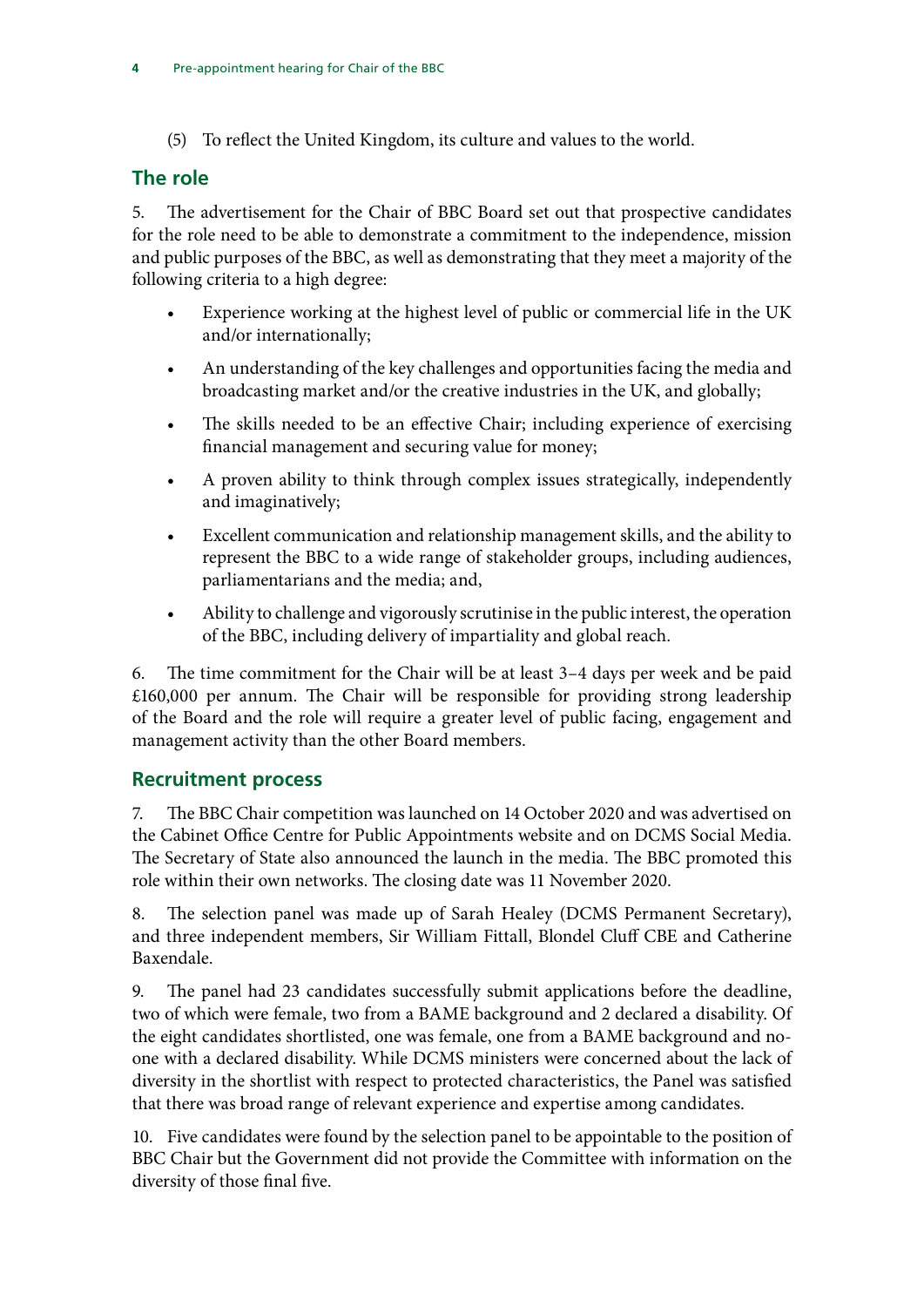(5) To reflect the United Kingdom, its culture and values to the world.

## The role

5. The advertisement for the Chair of BBC Board set out that prospective candidates for the role need to be able to demonstrate a commitment to the independence, mission and public purposes of the BBC, as well as demonstrating that they meet a majority of the following criteria to a high degree:

- Experience working at the highest level of public or commercial life in the UK and/or internationally;
- An understanding of the key challenges and opportunities facing the media and broadcasting market and/or the creative industries in the UK, and globally;
- The skills needed to be an effective Chair; including experience of exercising financial management and securing value for money;
- A proven ability to think through complex issues strategically, independently and imaginatively;
- Excellent communication and relationship management skills, and the ability to represent the BBC to a wide range of stakeholder groups, including audiences, parliamentarians and the media; and,
- Ability to challenge and vigorously scrutinise in the public interest, the operation of the BBC, including delivery of impartiality and global reach.

6. The time commitment for the Chair will be at least 3–4 days per week and be paid £160,000 per annum. The Chair will be responsible for providing strong leadership of the Board and the role will require a greater level of public facing, engagement and management activity than the other Board members.

## Recruitment process

7. The BBC Chair competition was launched on 14 October 2020 and was advertised on the Cabinet Office Centre for Public Appointments website and on DCMS Social Media. The Secretary of State also announced the launch in the media. The BBC promoted this role within their own networks. The closing date was 11 November 2020.

8. The selection panel was made up of Sarah Healey (DCMS Permanent Secretary), and three independent members, Sir William Fittall, Blondel Cluff CBE and Catherine Baxendale.

9. The panel had 23 candidates successfully submit applications before the deadline, two of which were female, two from a BAME background and 2 declared a disability. Of the eight candidates shortlisted, one was female, one from a BAME background and no-one with a declared disability. While DCMS ministers were concerned about the lack of diversity in the shortlist with respect to protected characteristics, the Panel was satisfied that there was broad range of relevant experience and expertise among candidates.

10. Five candidates were found by the selection panel to be appointable to the position of BBC Chair but the Government did not provide the Committee with information on the diversity of those final five.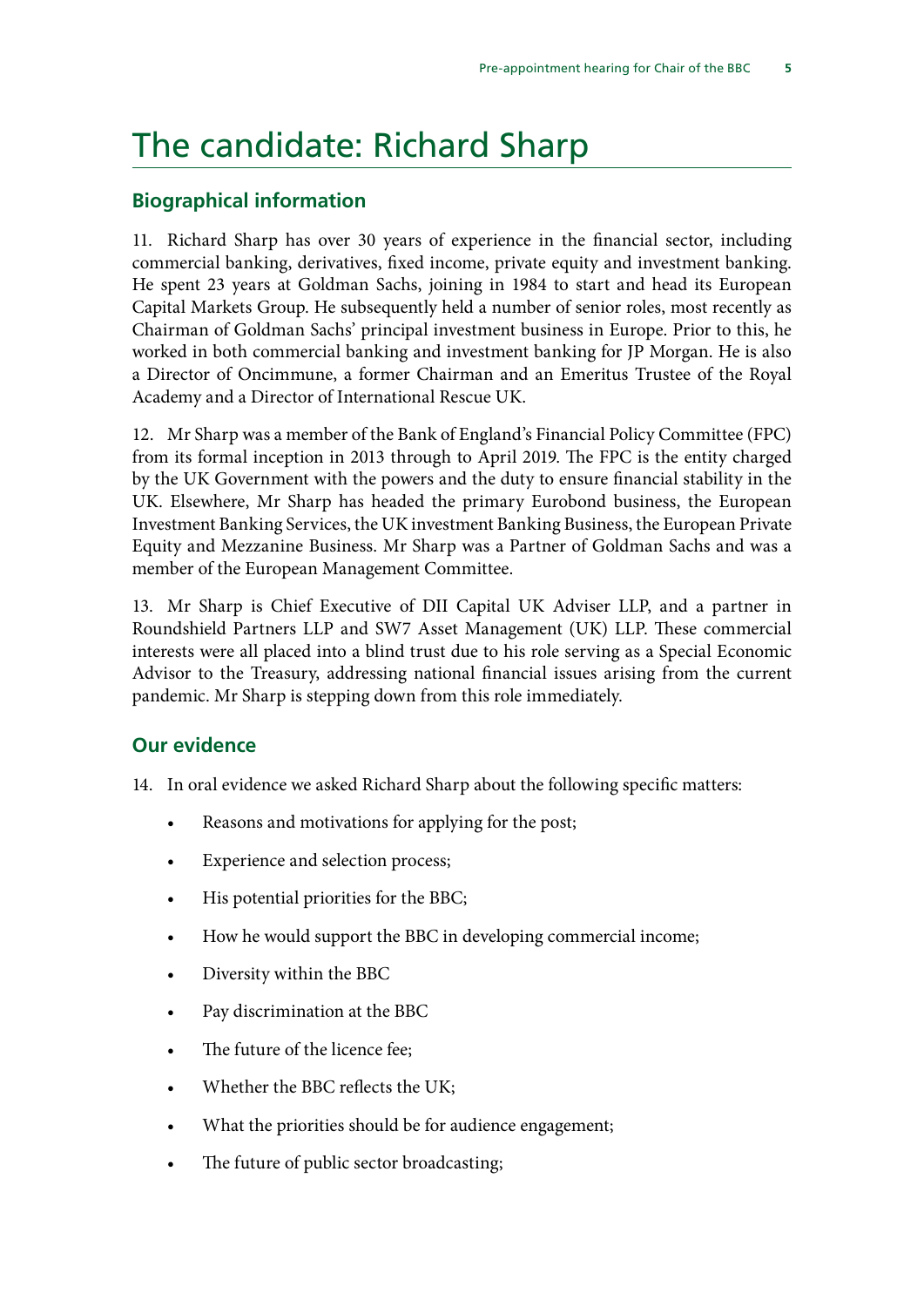# The candidate: Richard Sharp

## Biographical information

11. Richard Sharp has over 30 years of experience in the financial sector, including commercial banking, derivatives, fixed income, private equity and investment banking. He spent 23 years at Goldman Sachs, joining in 1984 to start and head its European Capital Markets Group. He subsequently held a number of senior roles, most recently as Chairman of Goldman Sachs' principal investment business in Europe. Prior to this, he worked in both commercial banking and investment banking for JP Morgan. He is also a Director of Oncimmune, a former Chairman and an Emeritus Trustee of the Royal Academy and a Director of International Rescue UK.

12. Mr Sharp was a member of the Bank of England's Financial Policy Committee (FPC) from its formal inception in 2013 through to April 2019. The FPC is the entity charged by the UK Government with the powers and the duty to ensure financial stability in the UK. Elsewhere, Mr Sharp has headed the primary Eurobond business, the European Investment Banking Services, the UK investment Banking Business, the European Private Equity and Mezzanine Business. Mr Sharp was a Partner of Goldman Sachs and was a member of the European Management Committee.

13. Mr Sharp is Chief Executive of DII Capital UK Adviser LLP, and a partner in Roundshield Partners LLP and SW7 Asset Management (UK) LLP. These commercial interests were all placed into a blind trust due to his role serving as a Special Economic Advisor to the Treasury, addressing national financial issues arising from the current pandemic. Mr Sharp is stepping down from this role immediately.

## Our evidence

14. In oral evidence we asked Richard Sharp about the following specific matters:

- Reasons and motivations for applying for the post;
- Experience and selection process;
- His potential priorities for the BBC;
- How he would support the BBC in developing commercial income;
- Diversity within the BBC
- Pay discrimination at the BBC
- The future of the licence fee;
- Whether the BBC reflects the UK;
- What the priorities should be for audience engagement;
- The future of public sector broadcasting;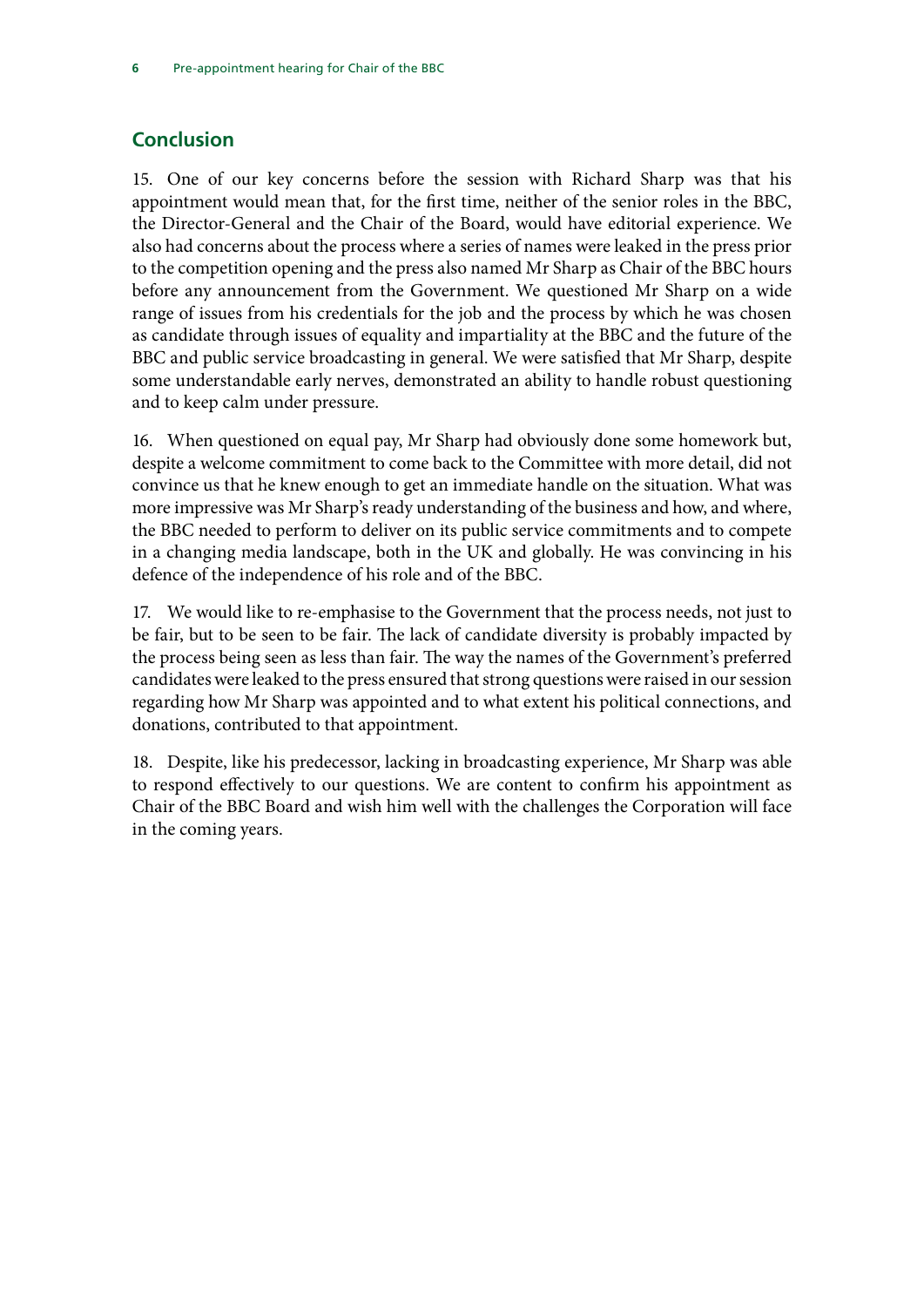## Conclusion

15. One of our key concerns before the session with Richard Sharp was that his appointment would mean that, for the first time, neither of the senior roles in the BBC, the Director-General and the Chair of the Board, would have editorial experience. We also had concerns about the process where a series of names were leaked in the press prior to the competition opening and the press also named Mr Sharp as Chair of the BBC hours before any announcement from the Government. We questioned Mr Sharp on a wide range of issues from his credentials for the job and the process by which he was chosen as candidate through issues of equality and impartiality at the BBC and the future of the BBC and public service broadcasting in general. We were satisfied that Mr Sharp, despite some understandable early nerves, demonstrated an ability to handle robust questioning and to keep calm under pressure.

16. When questioned on equal pay, Mr Sharp had obviously done some homework but, despite a welcome commitment to come back to the Committee with more detail, did not convince us that he knew enough to get an immediate handle on the situation. What was more impressive was Mr Sharp's ready understanding of the business and how, and where, the BBC needed to perform to deliver on its public service commitments and to compete in a changing media landscape, both in the UK and globally. He was convincing in his defence of the independence of his role and of the BBC.

17. We would like to re-emphasise to the Government that the process needs, not just to be fair, but to be seen to be fair. The lack of candidate diversity is probably impacted by the process being seen as less than fair. The way the names of the Government's preferred candidates were leaked to the press ensured that strong questions were raised in our session regarding how Mr Sharp was appointed and to what extent his political connections, and donations, contributed to that appointment.

18. Despite, like his predecessor, lacking in broadcasting experience, Mr Sharp was able to respond effectively to our questions. We are content to confirm his appointment as Chair of the BBC Board and wish him well with the challenges the Corporation will face in the coming years.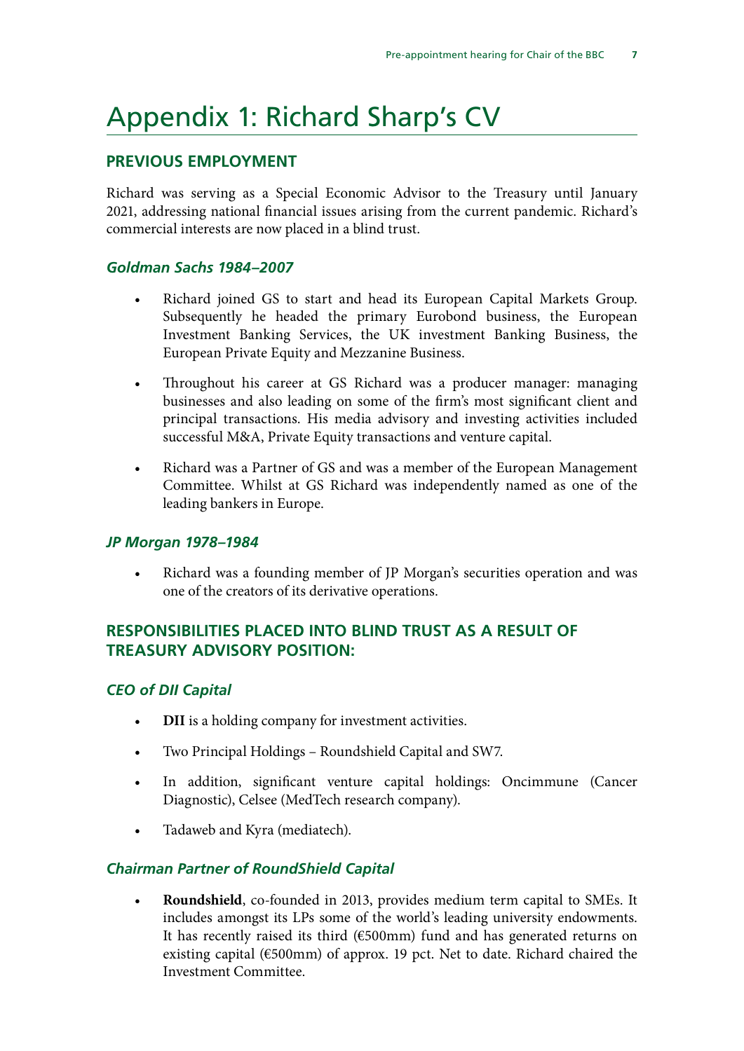# Appendix 1: Richard Sharp's CV

## PREVIOUS EMPLOYMENT

Richard was serving as a Special Economic Advisor to the Treasury until January 2021, addressing national financial issues arising from the current pandemic. Richard's commercial interests are now placed in a blind trust.

### *Goldman Sachs 1984–2007*

- Richard joined GS to start and head its European Capital Markets Group. Subsequently he headed the primary Eurobond business, the European Investment Banking Services, the UK investment Banking Business, the European Private Equity and Mezzanine Business.
- Throughout his career at GS Richard was a producer manager: managing businesses and also leading on some of the firm's most significant client and principal transactions. His media advisory and investing activities included successful M&A, Private Equity transactions and venture capital.
- Richard was a Partner of GS and was a member of the European Management Committee. Whilst at GS Richard was independently named as one of the leading bankers in Europe.

### *JP Morgan 1978–1984*

- Richard was a founding member of JP Morgan's securities operation and was one of the creators of its derivative operations.

## RESPONSIBILITIES PLACED INTO BLIND TRUST AS A RESULT OF TREASURY ADVISORY POSITION:

### *CEO of DII Capital*

- **DII** is a holding company for investment activities.
- Two Principal Holdings – Roundshield Capital and SW7.
- In addition, significant venture capital holdings: Oncimmune (Cancer Diagnostic), Celsee (MedTech research company).
- Tadaweb and Kyra (mediatech).

### *Chairman Partner of RoundShield Capital*

- **Roundshield**, co-founded in 2013, provides medium term capital to SMEs. It includes amongst its LPs some of the world's leading university endowments. It has recently raised its third (€500mm) fund and has generated returns on existing capital (€500mm) of approx. 19 pct. Net to date. Richard chaired the Investment Committee.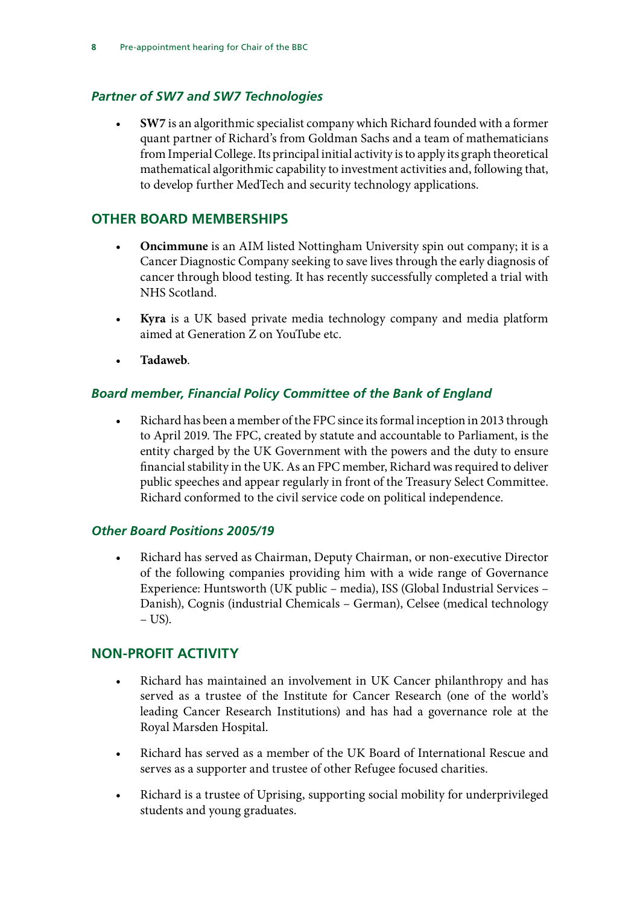### *Partner of SW7 and SW7 Technologies*

- **SW7** is an algorithmic specialist company which Richard founded with a former quant partner of Richard's from Goldman Sachs and a team of mathematicians from Imperial College. Its principal initial activity is to apply its graph theoretical mathematical algorithmic capability to investment activities and, following that, to develop further MedTech and security technology applications.

## OTHER BOARD MEMBERSHIPS

- **Oncimmune** is an AIM listed Nottingham University spin out company; it is a Cancer Diagnostic Company seeking to save lives through the early diagnosis of cancer through blood testing. It has recently successfully completed a trial with NHS Scotland.
- **Kyra** is a UK based private media technology company and media platform aimed at Generation Z on YouTube etc.
- **Tadaweb**.

### *Board member, Financial Policy Committee of the Bank of England*

- Richard has been a member of the FPC since its formal inception in 2013 through to April 2019. The FPC, created by statute and accountable to Parliament, is the entity charged by the UK Government with the powers and the duty to ensure financial stability in the UK. As an FPC member, Richard was required to deliver public speeches and appear regularly in front of the Treasury Select Committee. Richard conformed to the civil service code on political independence.

### *Other Board Positions 2005/19*

- Richard has served as Chairman, Deputy Chairman, or non-executive Director of the following companies providing him with a wide range of Governance Experience: Huntsworth (UK public – media), ISS (Global Industrial Services – Danish), Cognis (industrial Chemicals – German), Celsee (medical technology – US).

## NON-PROFIT ACTIVITY

- Richard has maintained an involvement in UK Cancer philanthropy and has served as a trustee of the Institute for Cancer Research (one of the world's leading Cancer Research Institutions) and has had a governance role at the Royal Marsden Hospital.
- Richard has served as a member of the UK Board of International Rescue and serves as a supporter and trustee of other Refugee focused charities.
- Richard is a trustee of Uprising, supporting social mobility for underprivileged students and young graduates.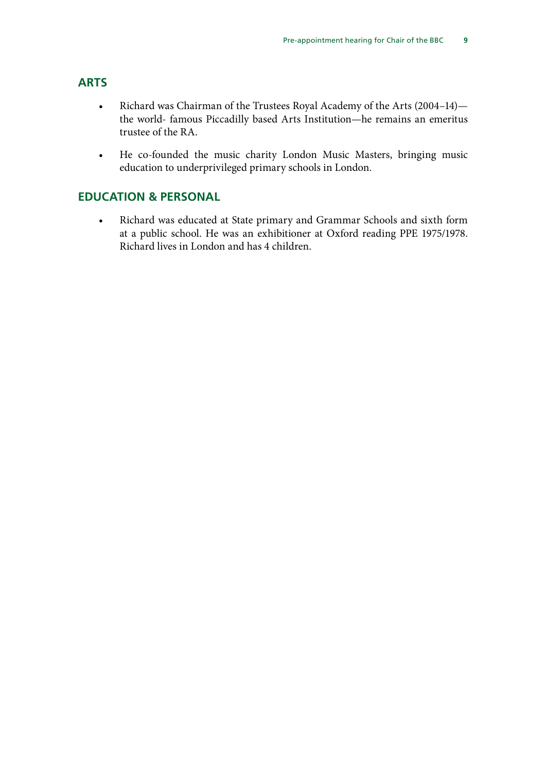## ARTS

- Richard was Chairman of the Trustees Royal Academy of the Arts (2004–14)—the world- famous Piccadilly based Arts Institution—he remains an emeritus trustee of the RA.
- He co-founded the music charity London Music Masters, bringing music education to underprivileged primary schools in London.

## EDUCATION & PERSONAL

- Richard was educated at State primary and Grammar Schools and sixth form at a public school. He was an exhibitioner at Oxford reading PPE 1975/1978. Richard lives in London and has 4 children.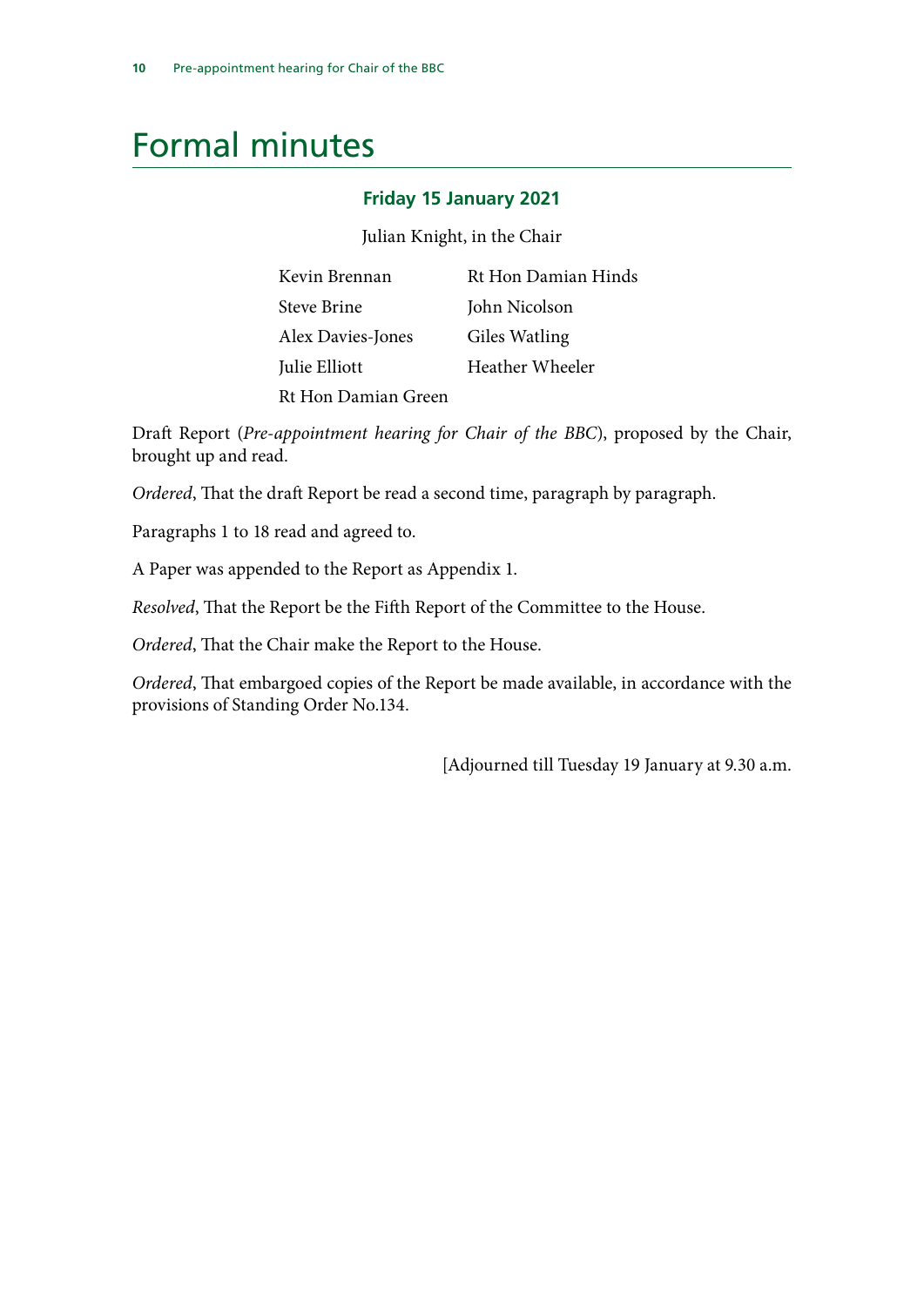# Formal minutes

### Friday 15 January 2021

Julian Knight, in the Chair

| | |
|---|---|
| Kevin Brennan | Rt Hon Damian Hinds |
| Steve Brine | John Nicolson |
| Alex Davies-Jones | Giles Watling |
| Julie Elliott | Heather Wheeler |
| Rt Hon Damian Green | |

Draft Report (*Pre-appointment hearing for Chair of the BBC*), proposed by the Chair, brought up and read.

*Ordered*, That the draft Report be read a second time, paragraph by paragraph.

Paragraphs 1 to 18 read and agreed to.

A Paper was appended to the Report as Appendix 1.

*Resolved*, That the Report be the Fifth Report of the Committee to the House.

*Ordered*, That the Chair make the Report to the House.

*Ordered*, That embargoed copies of the Report be made available, in accordance with the provisions of Standing Order No.134.

[Adjourned till Tuesday 19 January at 9.30 a.m.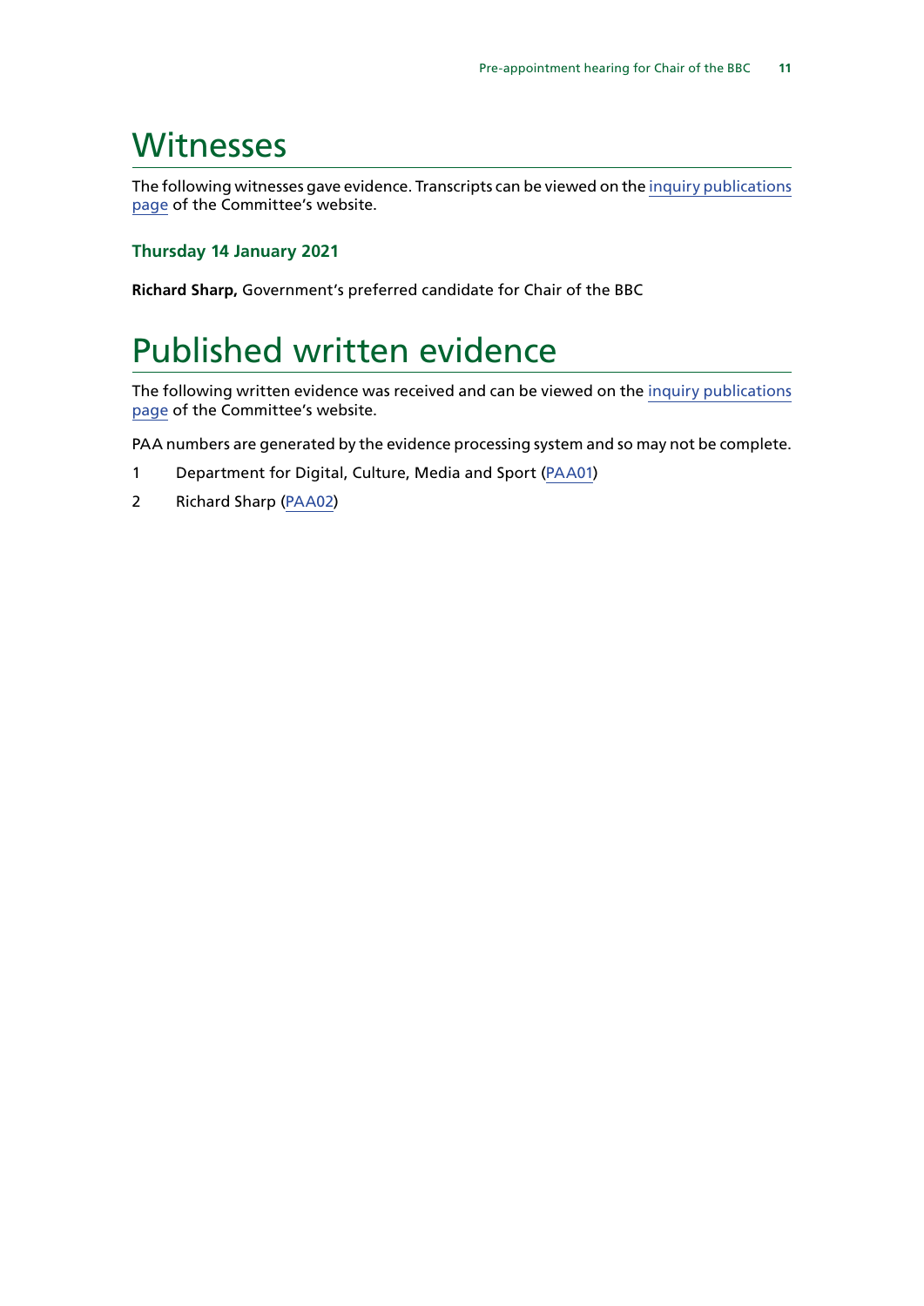# Witnesses

The following witnesses gave evidence. Transcripts can be viewed on the inquiry publications page of the Committee's website.

### Thursday 14 January 2021

**Richard Sharp,** Government's preferred candidate for Chair of the BBC

# Published written evidence

The following written evidence was received and can be viewed on the inquiry publications page of the Committee's website.

PAA numbers are generated by the evidence processing system and so may not be complete.

1 Department for Digital, Culture, Media and Sport (PAA01)

2 Richard Sharp (PAA02)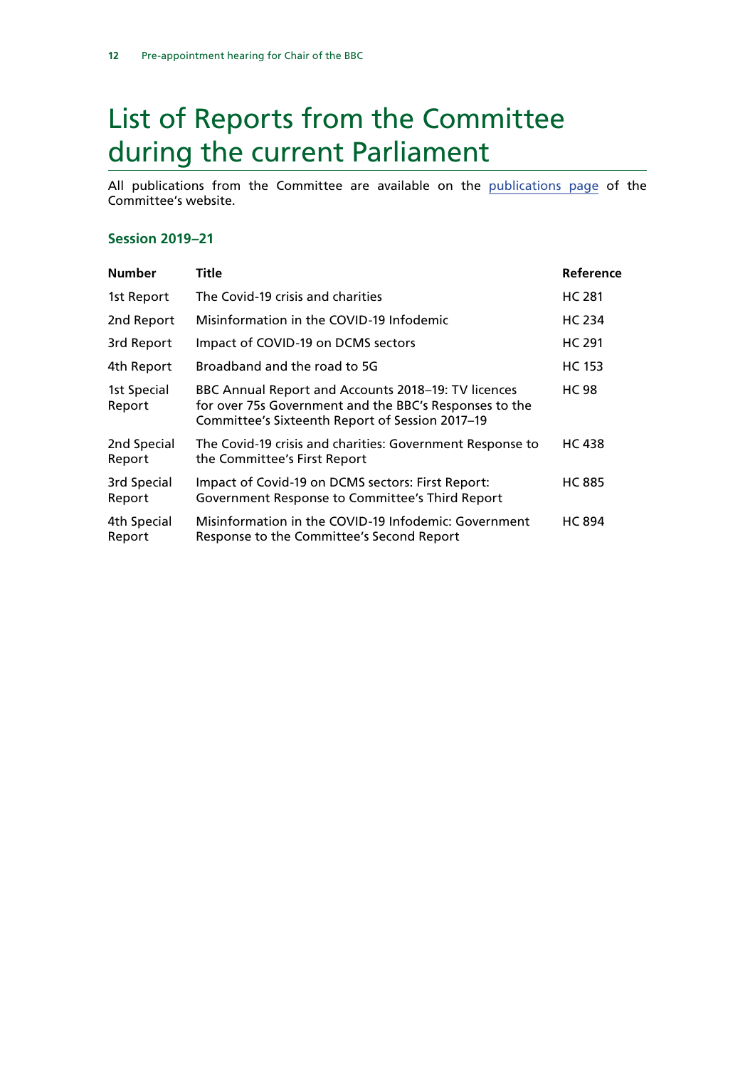# List of Reports from the Committee during the current Parliament

All publications from the Committee are available on the publications page of the Committee's website.

### Session 2019–21

| Number | Title | Reference |
|---|---|---|
| 1st Report | The Covid-19 crisis and charities | HC 281 |
| 2nd Report | Misinformation in the COVID-19 Infodemic | HC 234 |
| 3rd Report | Impact of COVID-19 on DCMS sectors | HC 291 |
| 4th Report | Broadband and the road to 5G | HC 153 |
| 1st Special Report | BBC Annual Report and Accounts 2018–19: TV licences for over 75s Government and the BBC's Responses to the Committee's Sixteenth Report of Session 2017–19 | HC 98 |
| 2nd Special Report | The Covid-19 crisis and charities: Government Response to the Committee's First Report | HC 438 |
| 3rd Special Report | Impact of Covid-19 on DCMS sectors: First Report: Government Response to Committee's Third Report | HC 885 |
| 4th Special Report | Misinformation in the COVID-19 Infodemic: Government Response to the Committee's Second Report | HC 894 |